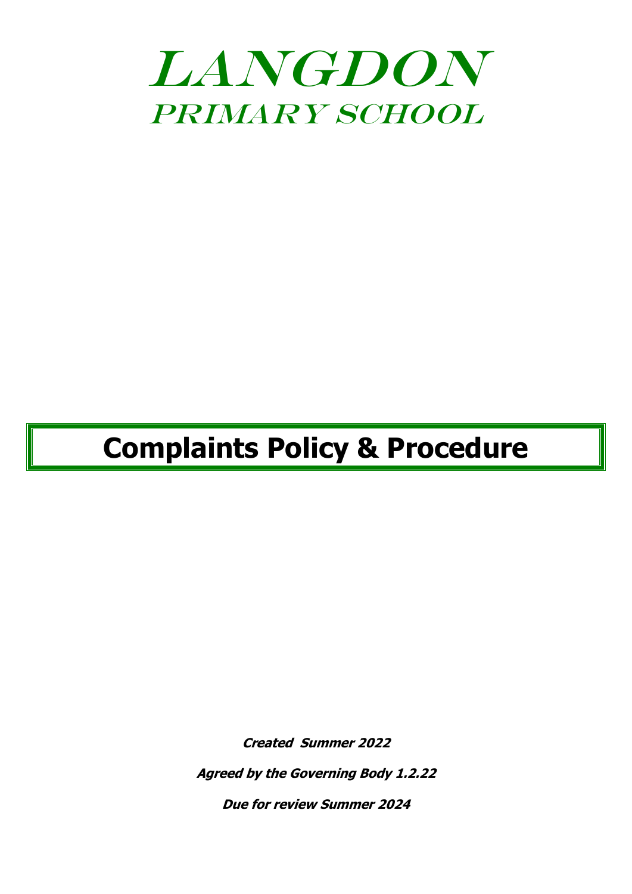# LANGDON

## PRIMARY SCHOOL

# Complaints Policy & Procedure

***Created Summer 2022***

***Agreed by the Governing Body 1.2.22***

***Due for review Summer 2024***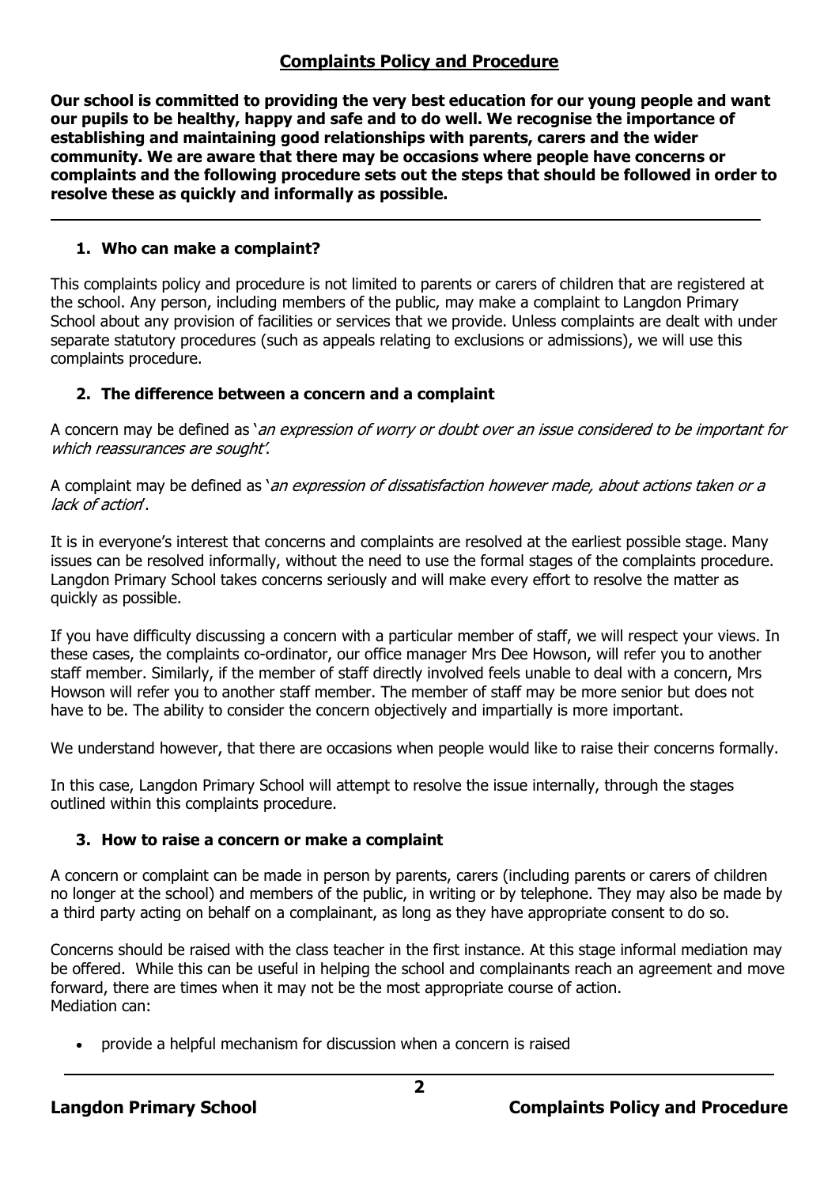## Complaints Policy and Procedure

**Our school is committed to providing the very best education for our young people and want our pupils to be healthy, happy and safe and to do well. We recognise the importance of establishing and maintaining good relationships with parents, carers and the wider community. We are aware that there may be occasions where people have concerns or complaints and the following procedure sets out the steps that should be followed in order to resolve these as quickly and informally as possible.**

---

### 1. Who can make a complaint?

This complaints policy and procedure is not limited to parents or carers of children that are registered at the school. Any person, including members of the public, may make a complaint to Langdon Primary School about any provision of facilities or services that we provide. Unless complaints are dealt with under separate statutory procedures (such as appeals relating to exclusions or admissions), we will use this complaints procedure.

### 2. The difference between a concern and a complaint

A concern may be defined as '*an expression of worry or doubt over an issue considered to be important for which reassurances are sought*'.

A complaint may be defined as '*an expression of dissatisfaction however made, about actions taken or a lack of action*'.

It is in everyone's interest that concerns and complaints are resolved at the earliest possible stage. Many issues can be resolved informally, without the need to use the formal stages of the complaints procedure. Langdon Primary School takes concerns seriously and will make every effort to resolve the matter as quickly as possible.

If you have difficulty discussing a concern with a particular member of staff, we will respect your views. In these cases, the complaints co-ordinator, our office manager Mrs Dee Howson, will refer you to another staff member. Similarly, if the member of staff directly involved feels unable to deal with a concern, Mrs Howson will refer you to another staff member. The member of staff may be more senior but does not have to be. The ability to consider the concern objectively and impartially is more important.

We understand however, that there are occasions when people would like to raise their concerns formally.

In this case, Langdon Primary School will attempt to resolve the issue internally, through the stages outlined within this complaints procedure.

### 3. How to raise a concern or make a complaint

A concern or complaint can be made in person by parents, carers (including parents or carers of children no longer at the school) and members of the public, in writing or by telephone. They may also be made by a third party acting on behalf on a complainant, as long as they have appropriate consent to do so.

Concerns should be raised with the class teacher in the first instance. At this stage informal mediation may be offered. While this can be useful in helping the school and complainants reach an agreement and move forward, there are times when it may not be the most appropriate course of action.
Mediation can:

- provide a helpful mechanism for discussion when a concern is raised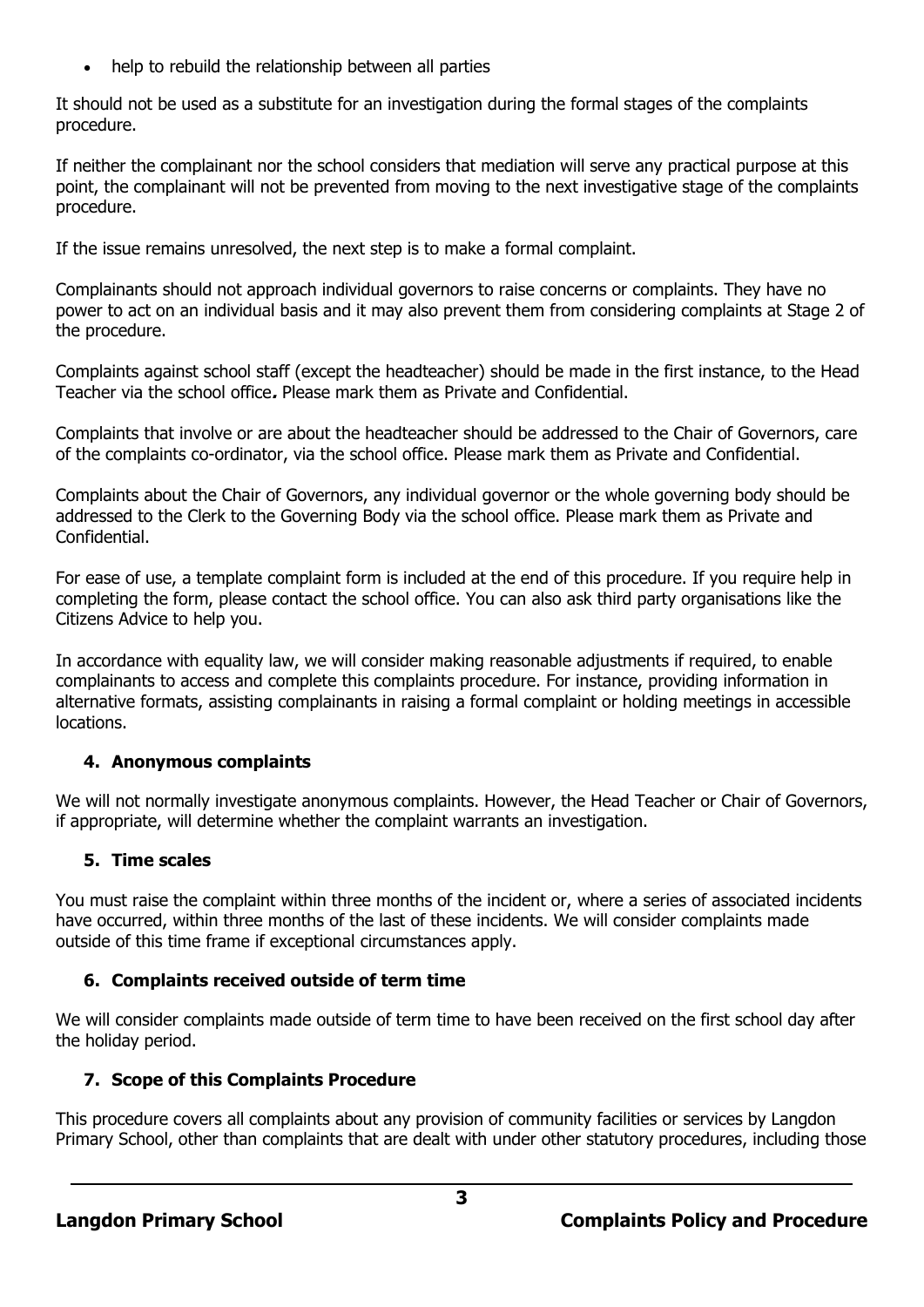- help to rebuild the relationship between all parties

It should not be used as a substitute for an investigation during the formal stages of the complaints procedure.

If neither the complainant nor the school considers that mediation will serve any practical purpose at this point, the complainant will not be prevented from moving to the next investigative stage of the complaints procedure.

If the issue remains unresolved, the next step is to make a formal complaint.

Complainants should not approach individual governors to raise concerns or complaints. They have no power to act on an individual basis and it may also prevent them from considering complaints at Stage 2 of the procedure.

Complaints against school staff (except the headteacher) should be made in the first instance, to the Head Teacher via the school office**.** Please mark them as Private and Confidential.

Complaints that involve or are about the headteacher should be addressed to the Chair of Governors, care of the complaints co-ordinator, via the school office. Please mark them as Private and Confidential.

Complaints about the Chair of Governors, any individual governor or the whole governing body should be addressed to the Clerk to the Governing Body via the school office. Please mark them as Private and Confidential.

For ease of use, a template complaint form is included at the end of this procedure. If you require help in completing the form, please contact the school office. You can also ask third party organisations like the Citizens Advice to help you.

In accordance with equality law, we will consider making reasonable adjustments if required, to enable complainants to access and complete this complaints procedure. For instance, providing information in alternative formats, assisting complainants in raising a formal complaint or holding meetings in accessible locations.

## 4. Anonymous complaints

We will not normally investigate anonymous complaints. However, the Head Teacher or Chair of Governors, if appropriate, will determine whether the complaint warrants an investigation.

## 5. Time scales

You must raise the complaint within three months of the incident or, where a series of associated incidents have occurred, within three months of the last of these incidents. We will consider complaints made outside of this time frame if exceptional circumstances apply.

## 6. Complaints received outside of term time

We will consider complaints made outside of term time to have been received on the first school day after the holiday period.

## 7. Scope of this Complaints Procedure

This procedure covers all complaints about any provision of community facilities or services by Langdon Primary School, other than complaints that are dealt with under other statutory procedures, including those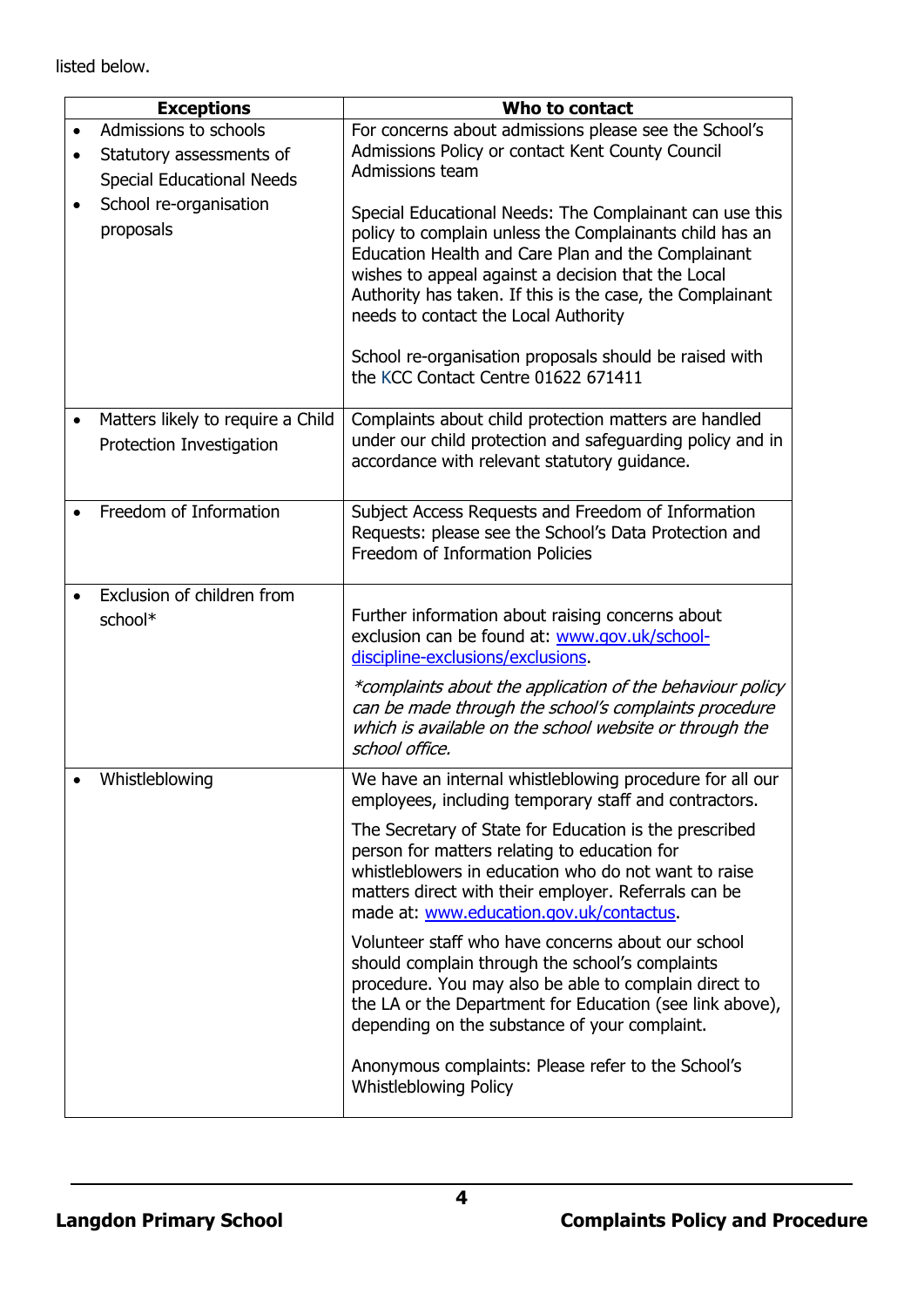listed below.

| Exceptions | Who to contact |
|---|---|
| • Admissions to schools<br>• Statutory assessments of Special Educational Needs<br>• School re-organisation proposals | For concerns about admissions please see the School's Admissions Policy or contact Kent County Council Admissions team<br><br>Special Educational Needs: The Complainant can use this policy to complain unless the Complainants child has an Education Health and Care Plan and the Complainant wishes to appeal against a decision that the Local Authority has taken. If this is the case, the Complainant needs to contact the Local Authority<br><br>School re-organisation proposals should be raised with the KCC Contact Centre 01622 671411 |
| • Matters likely to require a Child Protection Investigation | Complaints about child protection matters are handled under our child protection and safeguarding policy and in accordance with relevant statutory guidance. |
| • Freedom of Information | Subject Access Requests and Freedom of Information Requests: please see the School's Data Protection and Freedom of Information Policies |
| • Exclusion of children from school* | Further information about raising concerns about exclusion can be found at: [www.gov.uk/school-discipline-exclusions/exclusions](www.gov.uk/school-discipline-exclusions/exclusions).<br><br>*\*complaints about the application of the behaviour policy can be made through the school's complaints procedure which is available on the school website or through the school office.* |
| • Whistleblowing | We have an internal whistleblowing procedure for all our employees, including temporary staff and contractors.<br><br>The Secretary of State for Education is the prescribed person for matters relating to education for whistleblowers in education who do not want to raise matters direct with their employer. Referrals can be made at: [www.education.gov.uk/contactus](www.education.gov.uk/contactus).<br><br>Volunteer staff who have concerns about our school should complain through the school's complaints procedure. You may also be able to complain direct to the LA or the Department for Education (see link above), depending on the substance of your complaint.<br><br>Anonymous complaints: Please refer to the School's Whistleblowing Policy |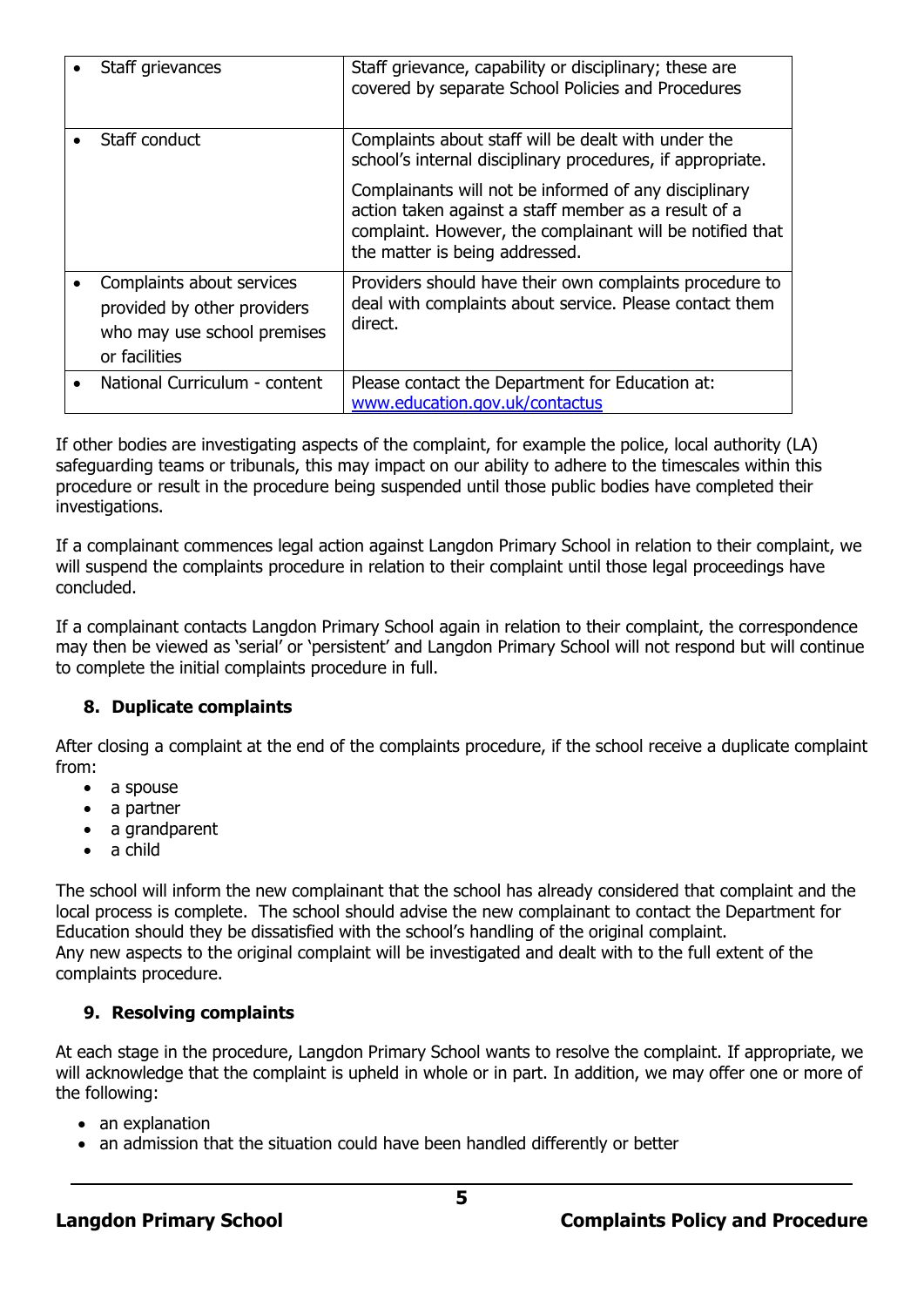| | |
|---|---|
| • Staff grievances | Staff grievance, capability or disciplinary; these are covered by separate School Policies and Procedures |
| • Staff conduct | Complaints about staff will be dealt with under the school's internal disciplinary procedures, if appropriate.<br><br>Complainants will not be informed of any disciplinary action taken against a staff member as a result of a complaint. However, the complainant will be notified that the matter is being addressed. |
| • Complaints about services provided by other providers who may use school premises or facilities | Providers should have their own complaints procedure to deal with complaints about service. Please contact them direct. |
| • National Curriculum - content | Please contact the Department for Education at: www.education.gov.uk/contactus |

If other bodies are investigating aspects of the complaint, for example the police, local authority (LA) safeguarding teams or tribunals, this may impact on our ability to adhere to the timescales within this procedure or result in the procedure being suspended until those public bodies have completed their investigations.

If a complainant commences legal action against Langdon Primary School in relation to their complaint, we will suspend the complaints procedure in relation to their complaint until those legal proceedings have concluded.

If a complainant contacts Langdon Primary School again in relation to their complaint, the correspondence may then be viewed as 'serial' or 'persistent' and Langdon Primary School will not respond but will continue to complete the initial complaints procedure in full.

## 8. Duplicate complaints

After closing a complaint at the end of the complaints procedure, if the school receive a duplicate complaint from:

- a spouse
- a partner
- a grandparent
- a child

The school will inform the new complainant that the school has already considered that complaint and the local process is complete. The school should advise the new complainant to contact the Department for Education should they be dissatisfied with the school's handling of the original complaint.
Any new aspects to the original complaint will be investigated and dealt with to the full extent of the complaints procedure.

## 9. Resolving complaints

At each stage in the procedure, Langdon Primary School wants to resolve the complaint. If appropriate, we will acknowledge that the complaint is upheld in whole or in part. In addition, we may offer one or more of the following:

- an explanation
- an admission that the situation could have been handled differently or better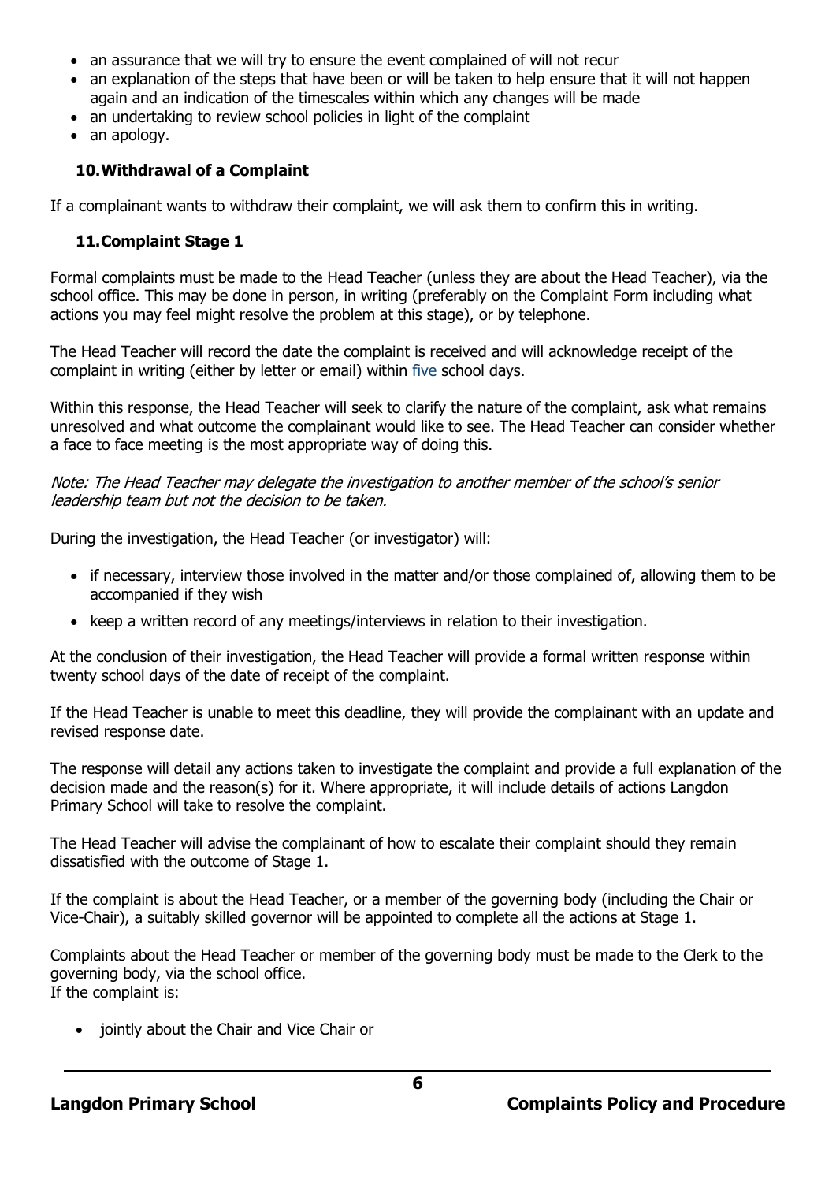- an assurance that we will try to ensure the event complained of will not recur
- an explanation of the steps that have been or will be taken to help ensure that it will not happen again and an indication of the timescales within which any changes will be made
- an undertaking to review school policies in light of the complaint
- an apology.

## 10. Withdrawal of a Complaint

If a complainant wants to withdraw their complaint, we will ask them to confirm this in writing.

## 11. Complaint Stage 1

Formal complaints must be made to the Head Teacher (unless they are about the Head Teacher), via the school office. This may be done in person, in writing (preferably on the Complaint Form including what actions you may feel might resolve the problem at this stage), or by telephone.

The Head Teacher will record the date the complaint is received and will acknowledge receipt of the complaint in writing (either by letter or email) within five school days.

Within this response, the Head Teacher will seek to clarify the nature of the complaint, ask what remains unresolved and what outcome the complainant would like to see. The Head Teacher can consider whether a face to face meeting is the most appropriate way of doing this.

*Note: The Head Teacher may delegate the investigation to another member of the school's senior leadership team but not the decision to be taken.*

During the investigation, the Head Teacher (or investigator) will:

- if necessary, interview those involved in the matter and/or those complained of, allowing them to be accompanied if they wish
- keep a written record of any meetings/interviews in relation to their investigation.

At the conclusion of their investigation, the Head Teacher will provide a formal written response within twenty school days of the date of receipt of the complaint.

If the Head Teacher is unable to meet this deadline, they will provide the complainant with an update and revised response date.

The response will detail any actions taken to investigate the complaint and provide a full explanation of the decision made and the reason(s) for it. Where appropriate, it will include details of actions Langdon Primary School will take to resolve the complaint.

The Head Teacher will advise the complainant of how to escalate their complaint should they remain dissatisfied with the outcome of Stage 1.

If the complaint is about the Head Teacher, or a member of the governing body (including the Chair or Vice-Chair), a suitably skilled governor will be appointed to complete all the actions at Stage 1.

Complaints about the Head Teacher or member of the governing body must be made to the Clerk to the governing body, via the school office.
If the complaint is:

- jointly about the Chair and Vice Chair or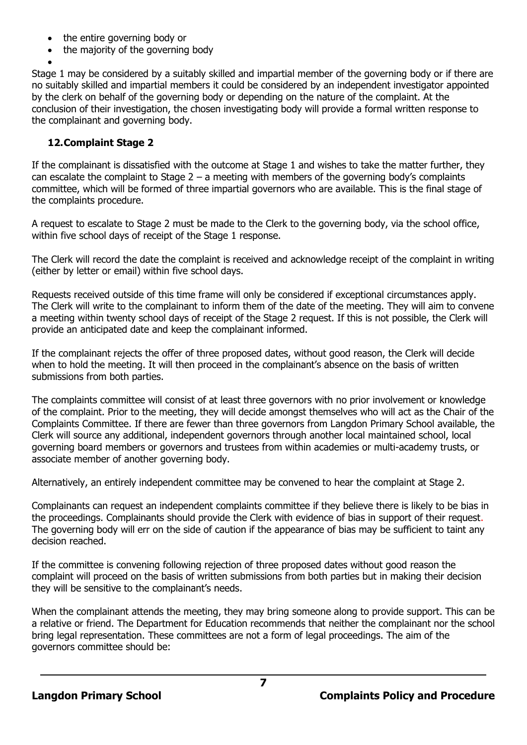- the entire governing body or
- the majority of the governing body
- 

Stage 1 may be considered by a suitably skilled and impartial member of the governing body or if there are no suitably skilled and impartial members it could be considered by an independent investigator appointed by the clerk on behalf of the governing body or depending on the nature of the complaint. At the conclusion of their investigation, the chosen investigating body will provide a formal written response to the complainant and governing body.

## 12. Complaint Stage 2

If the complainant is dissatisfied with the outcome at Stage 1 and wishes to take the matter further, they can escalate the complaint to Stage 2 – a meeting with members of the governing body's complaints committee, which will be formed of three impartial governors who are available. This is the final stage of the complaints procedure.

A request to escalate to Stage 2 must be made to the Clerk to the governing body, via the school office, within five school days of receipt of the Stage 1 response.

The Clerk will record the date the complaint is received and acknowledge receipt of the complaint in writing (either by letter or email) within five school days.

Requests received outside of this time frame will only be considered if exceptional circumstances apply. The Clerk will write to the complainant to inform them of the date of the meeting. They will aim to convene a meeting within twenty school days of receipt of the Stage 2 request. If this is not possible, the Clerk will provide an anticipated date and keep the complainant informed.

If the complainant rejects the offer of three proposed dates, without good reason, the Clerk will decide when to hold the meeting. It will then proceed in the complainant's absence on the basis of written submissions from both parties.

The complaints committee will consist of at least three governors with no prior involvement or knowledge of the complaint. Prior to the meeting, they will decide amongst themselves who will act as the Chair of the Complaints Committee. If there are fewer than three governors from Langdon Primary School available, the Clerk will source any additional, independent governors through another local maintained school, local governing board members or governors and trustees from within academies or multi-academy trusts, or associate member of another governing body.

Alternatively, an entirely independent committee may be convened to hear the complaint at Stage 2.

Complainants can request an independent complaints committee if they believe there is likely to be bias in the proceedings. Complainants should provide the Clerk with evidence of bias in support of their request. The governing body will err on the side of caution if the appearance of bias may be sufficient to taint any decision reached.

If the committee is convening following rejection of three proposed dates without good reason the complaint will proceed on the basis of written submissions from both parties but in making their decision they will be sensitive to the complainant's needs.

When the complainant attends the meeting, they may bring someone along to provide support. This can be a relative or friend. The Department for Education recommends that neither the complainant nor the school bring legal representation. These committees are not a form of legal proceedings. The aim of the governors committee should be: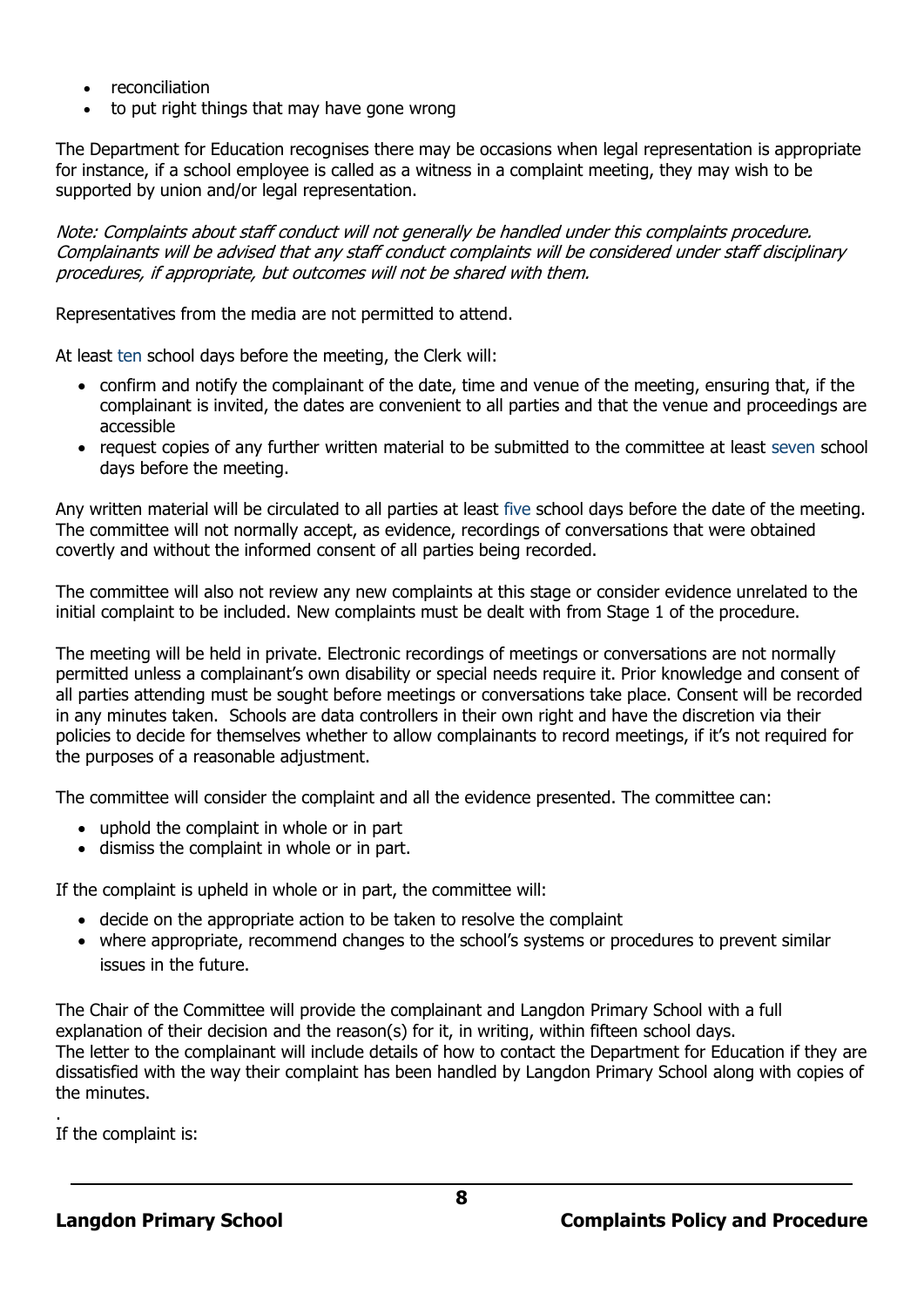- reconciliation
- to put right things that may have gone wrong

The Department for Education recognises there may be occasions when legal representation is appropriate for instance, if a school employee is called as a witness in a complaint meeting, they may wish to be supported by union and/or legal representation.

*Note: Complaints about staff conduct will not generally be handled under this complaints procedure. Complainants will be advised that any staff conduct complaints will be considered under staff disciplinary procedures, if appropriate, but outcomes will not be shared with them.*

Representatives from the media are not permitted to attend.

At least ten school days before the meeting, the Clerk will:

- confirm and notify the complainant of the date, time and venue of the meeting, ensuring that, if the complainant is invited, the dates are convenient to all parties and that the venue and proceedings are accessible
- request copies of any further written material to be submitted to the committee at least seven school days before the meeting.

Any written material will be circulated to all parties at least five school days before the date of the meeting. The committee will not normally accept, as evidence, recordings of conversations that were obtained covertly and without the informed consent of all parties being recorded.

The committee will also not review any new complaints at this stage or consider evidence unrelated to the initial complaint to be included. New complaints must be dealt with from Stage 1 of the procedure.

The meeting will be held in private. Electronic recordings of meetings or conversations are not normally permitted unless a complainant's own disability or special needs require it. Prior knowledge and consent of all parties attending must be sought before meetings or conversations take place. Consent will be recorded in any minutes taken. Schools are data controllers in their own right and have the discretion via their policies to decide for themselves whether to allow complainants to record meetings, if it's not required for the purposes of a reasonable adjustment.

The committee will consider the complaint and all the evidence presented. The committee can:

- uphold the complaint in whole or in part
- dismiss the complaint in whole or in part.

If the complaint is upheld in whole or in part, the committee will:

- decide on the appropriate action to be taken to resolve the complaint
- where appropriate, recommend changes to the school's systems or procedures to prevent similar issues in the future.

The Chair of the Committee will provide the complainant and Langdon Primary School with a full explanation of their decision and the reason(s) for it, in writing, within fifteen school days.
The letter to the complainant will include details of how to contact the Department for Education if they are dissatisfied with the way their complaint has been handled by Langdon Primary School along with copies of the minutes.

.
If the complaint is: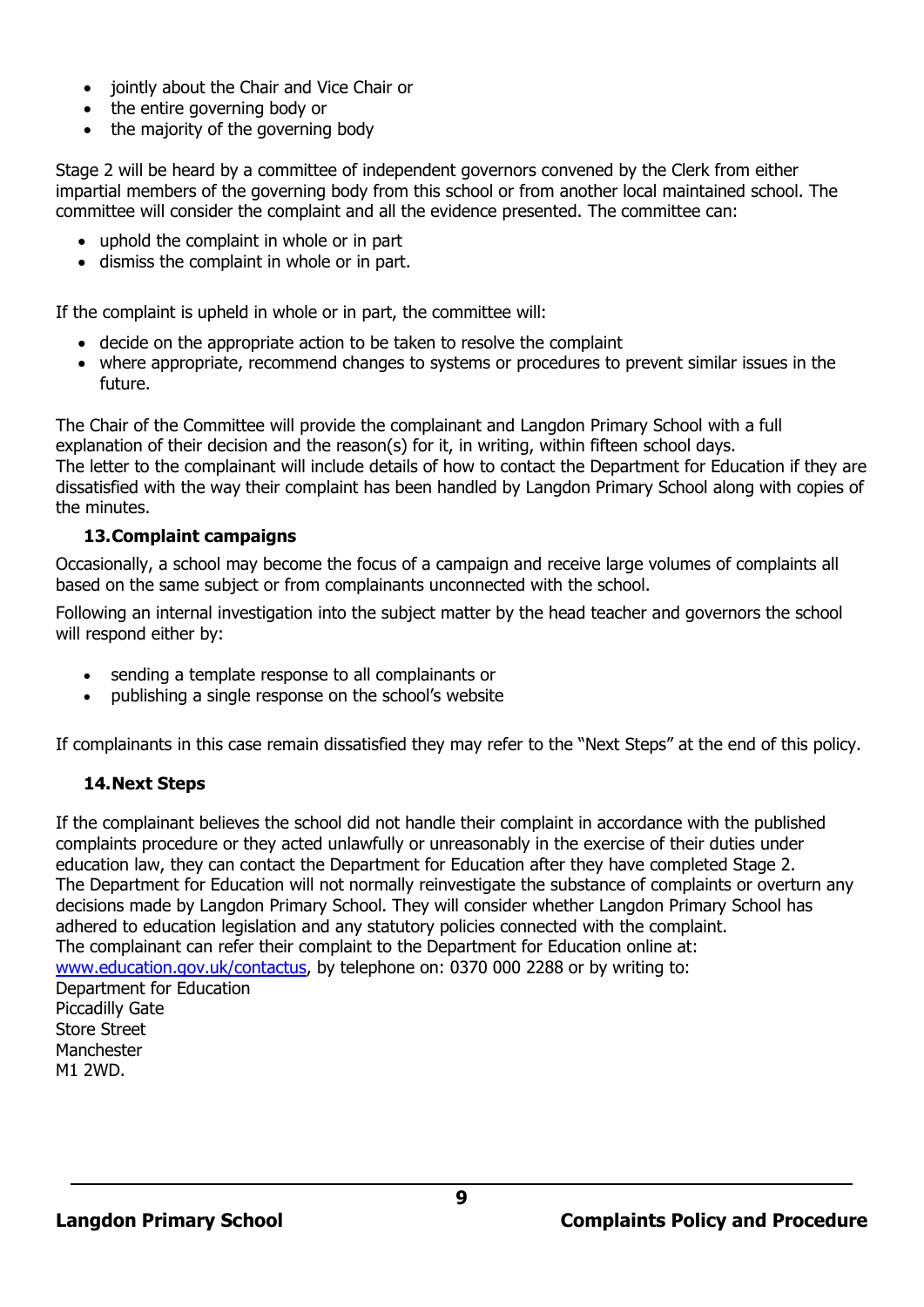- jointly about the Chair and Vice Chair or
- the entire governing body or
- the majority of the governing body

Stage 2 will be heard by a committee of independent governors convened by the Clerk from either impartial members of the governing body from this school or from another local maintained school. The committee will consider the complaint and all the evidence presented. The committee can:

- uphold the complaint in whole or in part
- dismiss the complaint in whole or in part.

If the complaint is upheld in whole or in part, the committee will:

- decide on the appropriate action to be taken to resolve the complaint
- where appropriate, recommend changes to systems or procedures to prevent similar issues in the future.

The Chair of the Committee will provide the complainant and Langdon Primary School with a full explanation of their decision and the reason(s) for it, in writing, within fifteen school days.
The letter to the complainant will include details of how to contact the Department for Education if they are dissatisfied with the way their complaint has been handled by Langdon Primary School along with copies of the minutes.

## 13. Complaint campaigns

Occasionally, a school may become the focus of a campaign and receive large volumes of complaints all based on the same subject or from complainants unconnected with the school.

Following an internal investigation into the subject matter by the head teacher and governors the school will respond either by:

- sending a template response to all complainants or
- publishing a single response on the school's website

If complainants in this case remain dissatisfied they may refer to the "Next Steps" at the end of this policy.

## 14. Next Steps

If the complainant believes the school did not handle their complaint in accordance with the published complaints procedure or they acted unlawfully or unreasonably in the exercise of their duties under education law, they can contact the Department for Education after they have completed Stage 2.
The Department for Education will not normally reinvestigate the substance of complaints or overturn any decisions made by Langdon Primary School. They will consider whether Langdon Primary School has adhered to education legislation and any statutory policies connected with the complaint.
The complainant can refer their complaint to the Department for Education online at: [www.education.gov.uk/contactus](www.education.gov.uk/contactus), by telephone on: 0370 000 2288 or by writing to:
Department for Education
Piccadilly Gate
Store Street
Manchester
M1 2WD.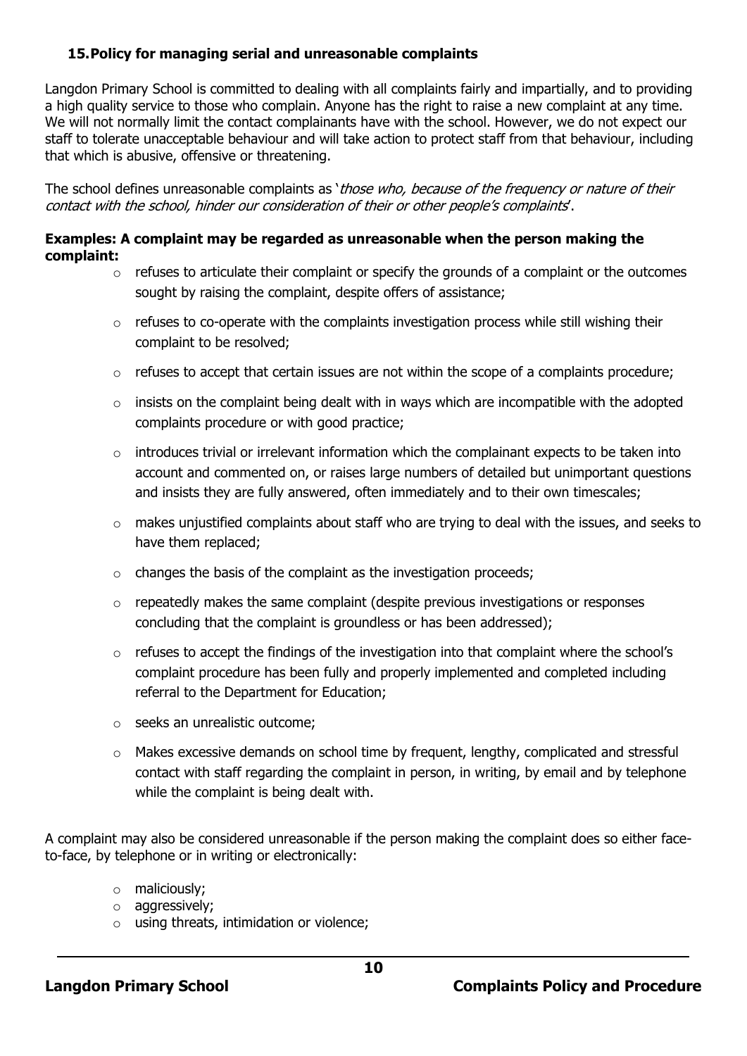### 15. Policy for managing serial and unreasonable complaints

Langdon Primary School is committed to dealing with all complaints fairly and impartially, and to providing a high quality service to those who complain. Anyone has the right to raise a new complaint at any time. We will not normally limit the contact complainants have with the school. However, we do not expect our staff to tolerate unacceptable behaviour and will take action to protect staff from that behaviour, including that which is abusive, offensive or threatening.

The school defines unreasonable complaints as '*those who, because of the frequency or nature of their contact with the school, hinder our consideration of their or other people's complaints*'.

**Examples: A complaint may be regarded as unreasonable when the person making the complaint:**

- refuses to articulate their complaint or specify the grounds of a complaint or the outcomes sought by raising the complaint, despite offers of assistance;
- refuses to co-operate with the complaints investigation process while still wishing their complaint to be resolved;
- refuses to accept that certain issues are not within the scope of a complaints procedure;
- insists on the complaint being dealt with in ways which are incompatible with the adopted complaints procedure or with good practice;
- introduces trivial or irrelevant information which the complainant expects to be taken into account and commented on, or raises large numbers of detailed but unimportant questions and insists they are fully answered, often immediately and to their own timescales;
- makes unjustified complaints about staff who are trying to deal with the issues, and seeks to have them replaced;
- changes the basis of the complaint as the investigation proceeds;
- repeatedly makes the same complaint (despite previous investigations or responses concluding that the complaint is groundless or has been addressed);
- refuses to accept the findings of the investigation into that complaint where the school's complaint procedure has been fully and properly implemented and completed including referral to the Department for Education;
- seeks an unrealistic outcome;
- Makes excessive demands on school time by frequent, lengthy, complicated and stressful contact with staff regarding the complaint in person, in writing, by email and by telephone while the complaint is being dealt with.

A complaint may also be considered unreasonable if the person making the complaint does so either face-to-face, by telephone or in writing or electronically:

- maliciously;
- aggressively;
- using threats, intimidation or violence;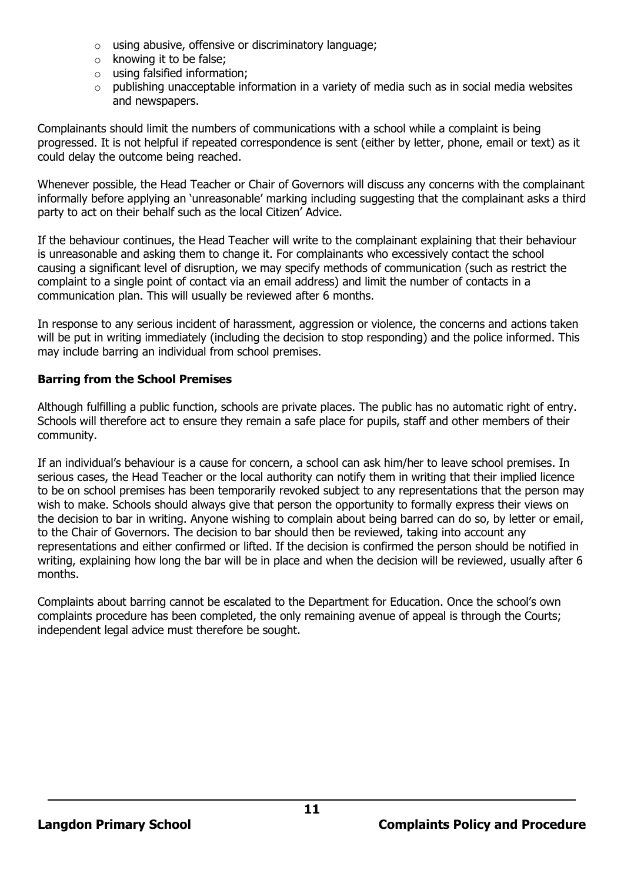- using abusive, offensive or discriminatory language;
- knowing it to be false;
- using falsified information;
- publishing unacceptable information in a variety of media such as in social media websites and newspapers.

Complainants should limit the numbers of communications with a school while a complaint is being progressed. It is not helpful if repeated correspondence is sent (either by letter, phone, email or text) as it could delay the outcome being reached.

Whenever possible, the Head Teacher or Chair of Governors will discuss any concerns with the complainant informally before applying an 'unreasonable' marking including suggesting that the complainant asks a third party to act on their behalf such as the local Citizen' Advice.

If the behaviour continues, the Head Teacher will write to the complainant explaining that their behaviour is unreasonable and asking them to change it. For complainants who excessively contact the school causing a significant level of disruption, we may specify methods of communication (such as restrict the complaint to a single point of contact via an email address) and limit the number of contacts in a communication plan. This will usually be reviewed after 6 months.

In response to any serious incident of harassment, aggression or violence, the concerns and actions taken will be put in writing immediately (including the decision to stop responding) and the police informed. This may include barring an individual from school premises.

**Barring from the School Premises**

Although fulfilling a public function, schools are private places. The public has no automatic right of entry. Schools will therefore act to ensure they remain a safe place for pupils, staff and other members of their community.

If an individual's behaviour is a cause for concern, a school can ask him/her to leave school premises. In serious cases, the Head Teacher or the local authority can notify them in writing that their implied licence to be on school premises has been temporarily revoked subject to any representations that the person may wish to make. Schools should always give that person the opportunity to formally express their views on the decision to bar in writing. Anyone wishing to complain about being barred can do so, by letter or email, to the Chair of Governors. The decision to bar should then be reviewed, taking into account any representations and either confirmed or lifted. If the decision is confirmed the person should be notified in writing, explaining how long the bar will be in place and when the decision will be reviewed, usually after 6 months.

Complaints about barring cannot be escalated to the Department for Education. Once the school's own complaints procedure has been completed, the only remaining avenue of appeal is through the Courts; independent legal advice must therefore be sought.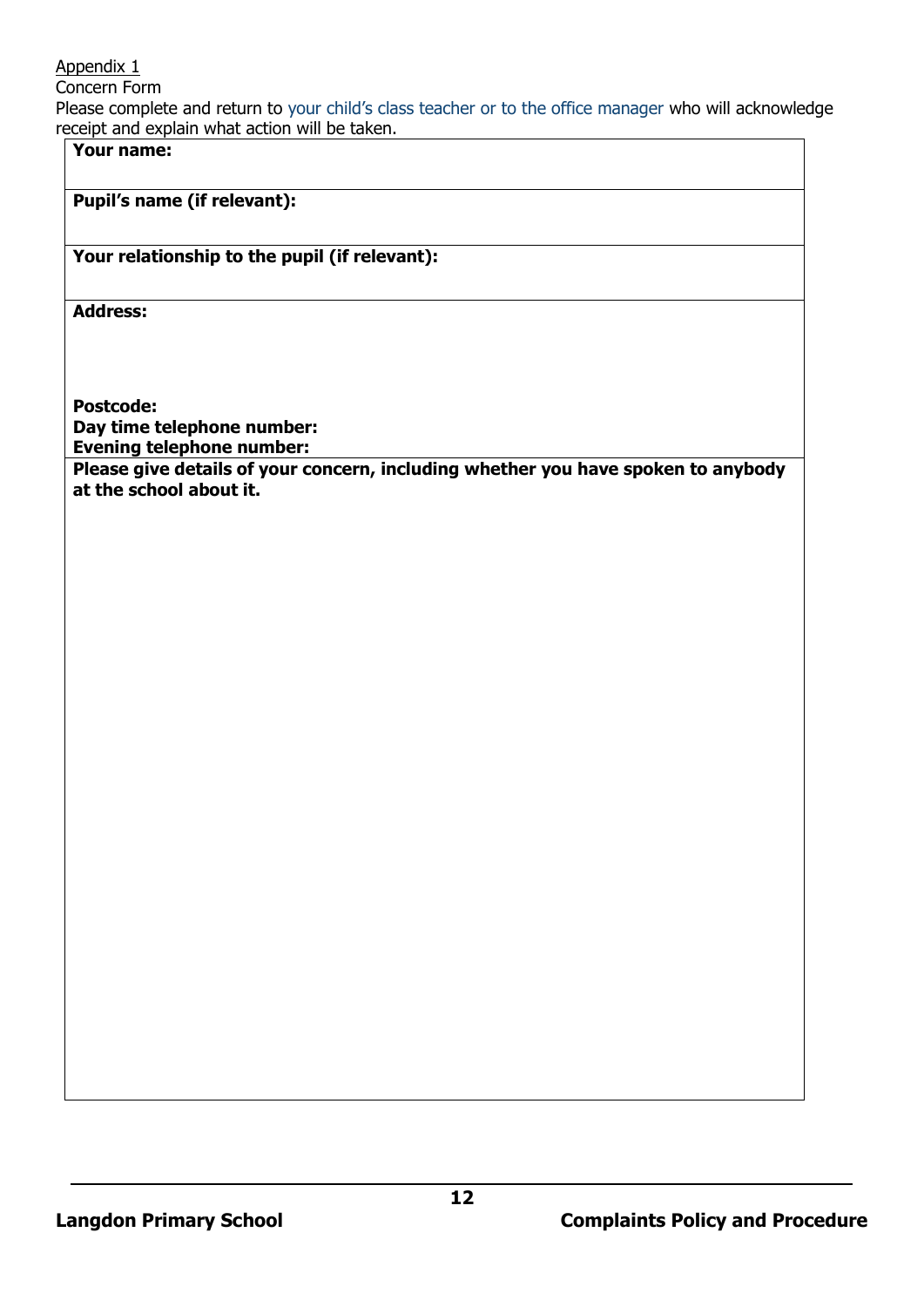Appendix 1

Concern Form

Please complete and return to your child's class teacher or to the office manager who will acknowledge receipt and explain what action will be taken.

| **Your name:** |
|---|
| **Pupil's name (if relevant):** |
| **Your relationship to the pupil (if relevant):** |
| **Address:**<br><br><br>**Postcode:**<br>**Day time telephone number:**<br>**Evening telephone number:** |
| **Please give details of your concern, including whether you have spoken to anybody at the school about it.** |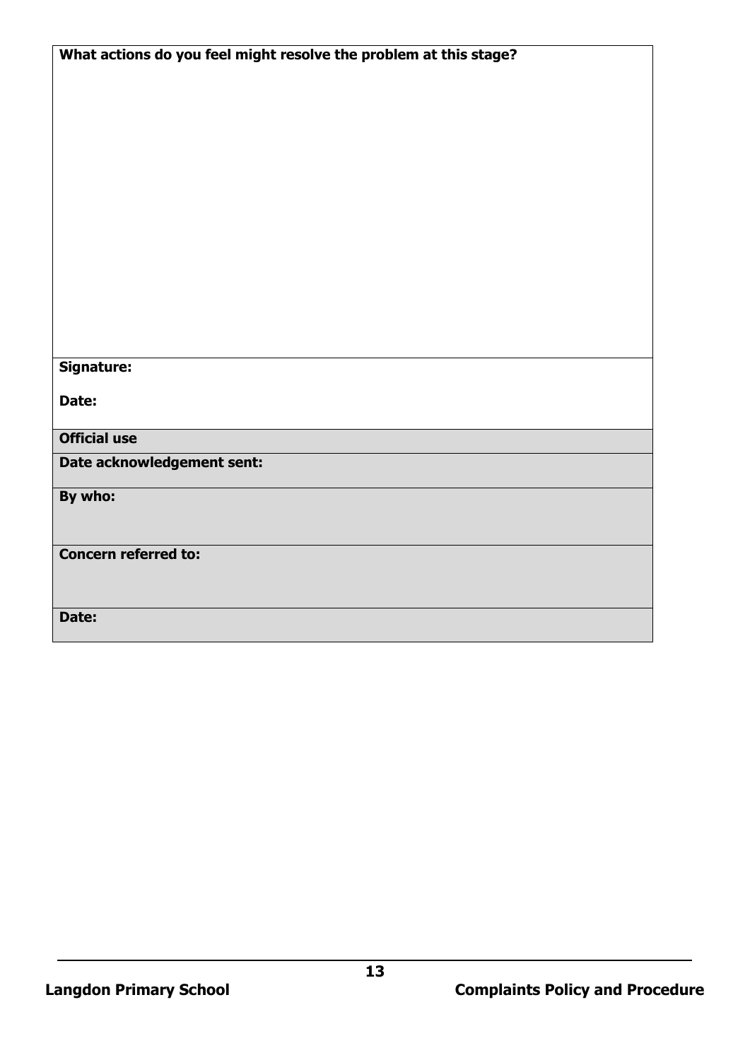| What actions do you feel might resolve the problem at this stage? |
|---|
| |
| **Signature:**<br><br>**Date:** |
| **Official use** |
| **Date acknowledgement sent:** |
| **By who:** |
| **Concern referred to:** |
| **Date:** |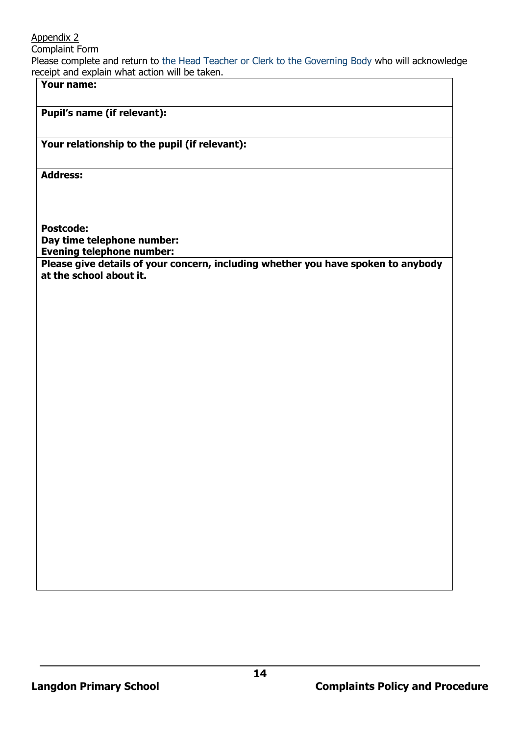Appendix 2

Complaint Form

Please complete and return to the Head Teacher or Clerk to the Governing Body who will acknowledge receipt and explain what action will be taken.

| **Your name:** |
|---|
| **Pupil's name (if relevant):** |
| **Your relationship to the pupil (if relevant):** |
| **Address:**<br><br><br>**Postcode:**<br>**Day time telephone number:**<br>**Evening telephone number:** |
| **Please give details of your concern, including whether you have spoken to anybody at the school about it.** |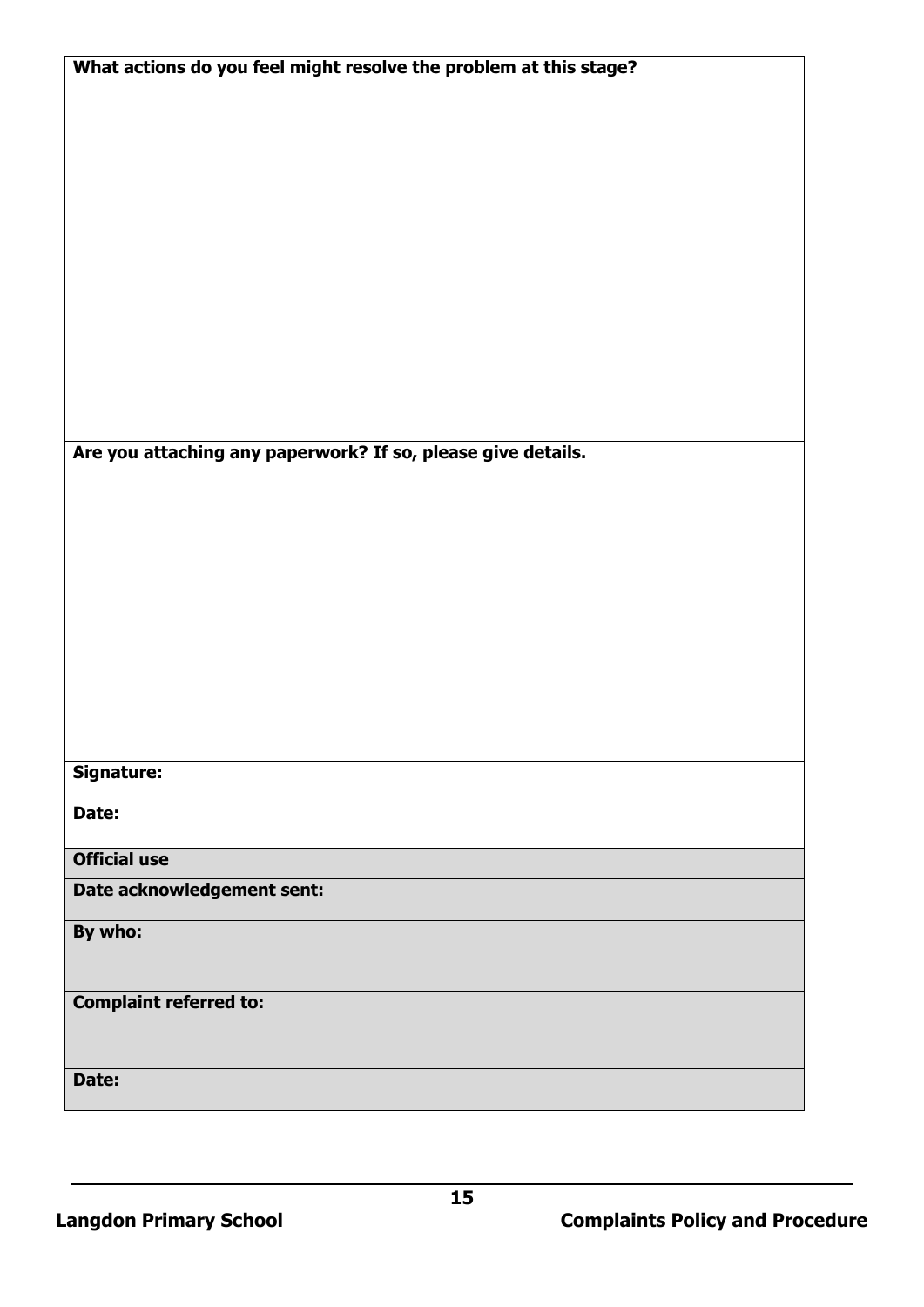**What actions do you feel might resolve the problem at this stage?**

**Are you attaching any paperwork? If so, please give details.**

**Signature:**

**Date:**

| **Official use** |
| --- |
| **Date acknowledgement sent:** |
| **By who:** |
| **Complaint referred to:** |
| **Date:** |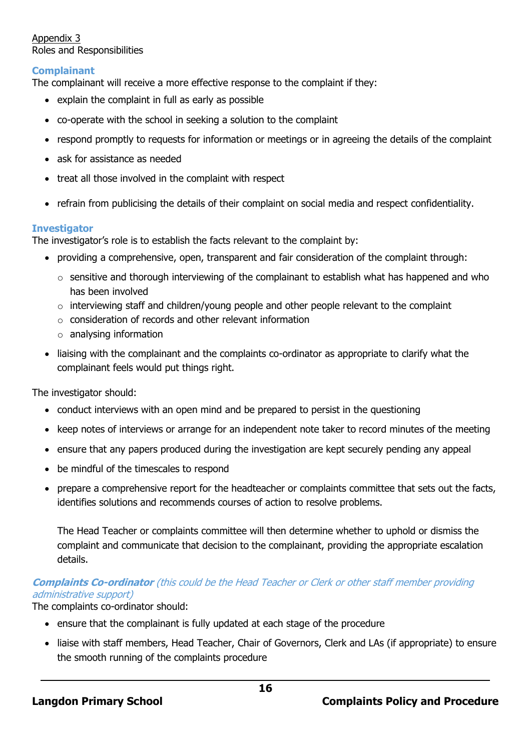Appendix 3
Roles and Responsibilities

### Complainant

The complainant will receive a more effective response to the complaint if they:

- explain the complaint in full as early as possible
- co-operate with the school in seeking a solution to the complaint
- respond promptly to requests for information or meetings or in agreeing the details of the complaint
- ask for assistance as needed
- treat all those involved in the complaint with respect
- refrain from publicising the details of their complaint on social media and respect confidentiality.

### Investigator

The investigator's role is to establish the facts relevant to the complaint by:

- providing a comprehensive, open, transparent and fair consideration of the complaint through:
  - sensitive and thorough interviewing of the complainant to establish what has happened and who has been involved
  - interviewing staff and children/young people and other people relevant to the complaint
  - consideration of records and other relevant information
  - analysing information
- liaising with the complainant and the complaints co-ordinator as appropriate to clarify what the complainant feels would put things right.

The investigator should:

- conduct interviews with an open mind and be prepared to persist in the questioning
- keep notes of interviews or arrange for an independent note taker to record minutes of the meeting
- ensure that any papers produced during the investigation are kept securely pending any appeal
- be mindful of the timescales to respond
- prepare a comprehensive report for the headteacher or complaints committee that sets out the facts, identifies solutions and recommends courses of action to resolve problems.

  The Head Teacher or complaints committee will then determine whether to uphold or dismiss the complaint and communicate that decision to the complainant, providing the appropriate escalation details.

### ***Complaints Co-ordinator*** *(this could be the Head Teacher or Clerk or other staff member providing administrative support)*

The complaints co-ordinator should:

- ensure that the complainant is fully updated at each stage of the procedure
- liaise with staff members, Head Teacher, Chair of Governors, Clerk and LAs (if appropriate) to ensure the smooth running of the complaints procedure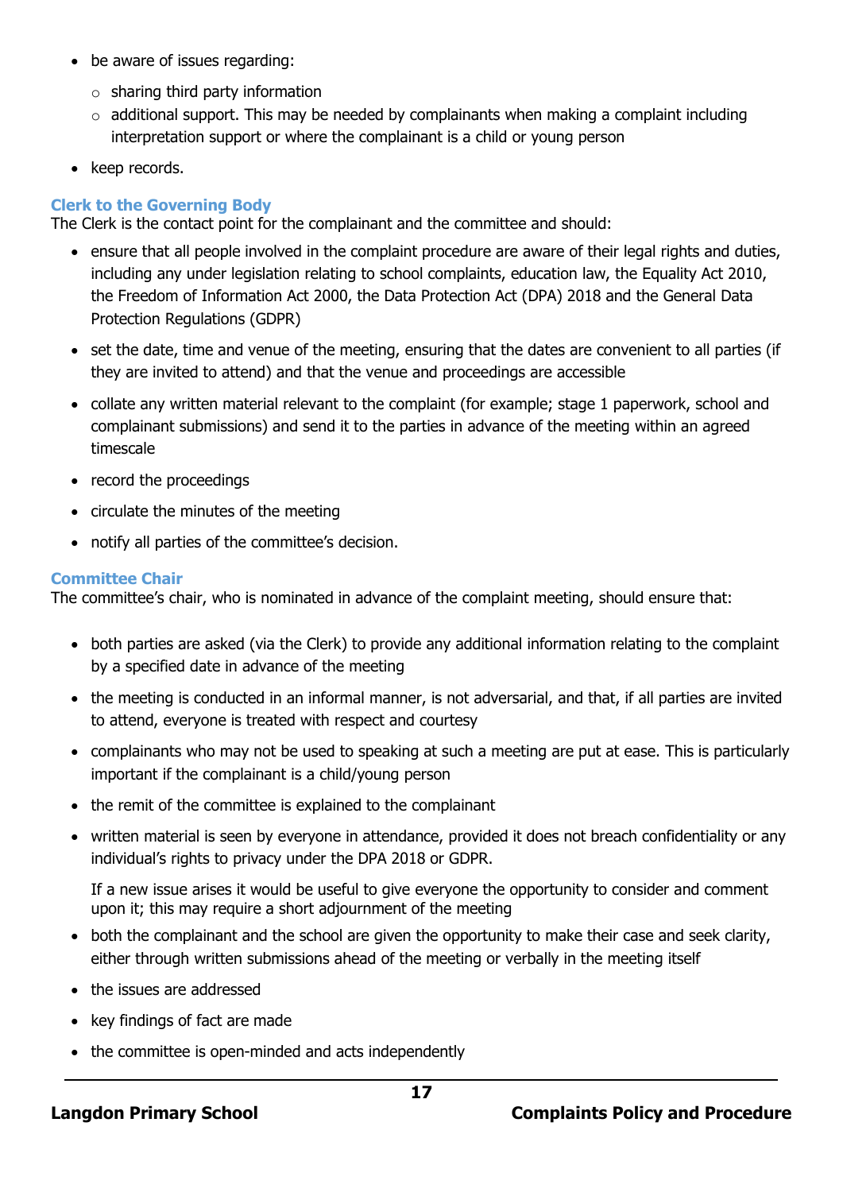- be aware of issues regarding:
  - sharing third party information
  - additional support. This may be needed by complainants when making a complaint including interpretation support or where the complainant is a child or young person
- keep records.

### Clerk to the Governing Body

The Clerk is the contact point for the complainant and the committee and should:

- ensure that all people involved in the complaint procedure are aware of their legal rights and duties, including any under legislation relating to school complaints, education law, the Equality Act 2010, the Freedom of Information Act 2000, the Data Protection Act (DPA) 2018 and the General Data Protection Regulations (GDPR)
- set the date, time and venue of the meeting, ensuring that the dates are convenient to all parties (if they are invited to attend) and that the venue and proceedings are accessible
- collate any written material relevant to the complaint (for example; stage 1 paperwork, school and complainant submissions) and send it to the parties in advance of the meeting within an agreed timescale
- record the proceedings
- circulate the minutes of the meeting
- notify all parties of the committee's decision.

### Committee Chair

The committee's chair, who is nominated in advance of the complaint meeting, should ensure that:

- both parties are asked (via the Clerk) to provide any additional information relating to the complaint by a specified date in advance of the meeting
- the meeting is conducted in an informal manner, is not adversarial, and that, if all parties are invited to attend, everyone is treated with respect and courtesy
- complainants who may not be used to speaking at such a meeting are put at ease. This is particularly important if the complainant is a child/young person
- the remit of the committee is explained to the complainant
- written material is seen by everyone in attendance, provided it does not breach confidentiality or any individual's rights to privacy under the DPA 2018 or GDPR.

  If a new issue arises it would be useful to give everyone the opportunity to consider and comment upon it; this may require a short adjournment of the meeting
- both the complainant and the school are given the opportunity to make their case and seek clarity, either through written submissions ahead of the meeting or verbally in the meeting itself
- the issues are addressed
- key findings of fact are made
- the committee is open-minded and acts independently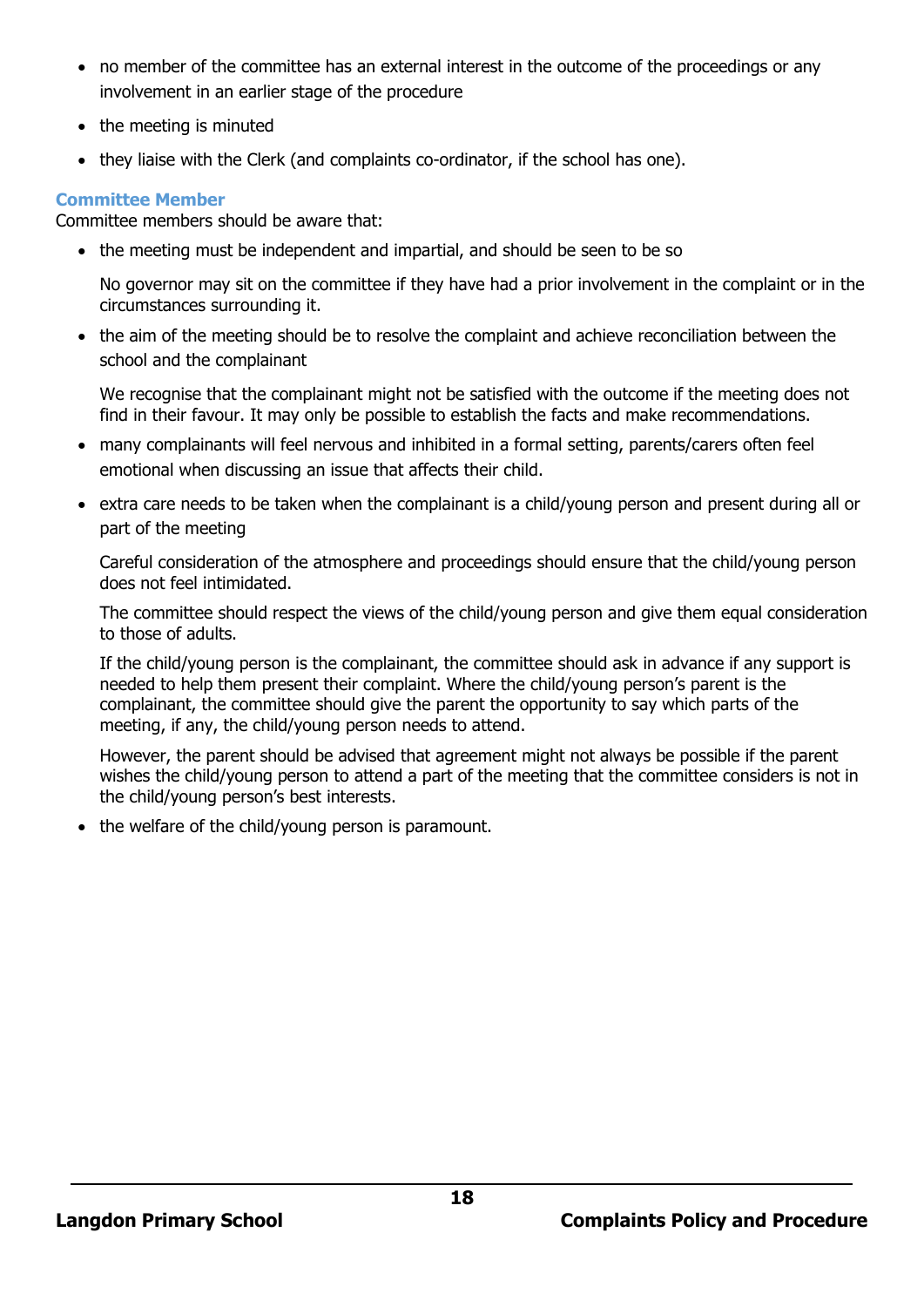- no member of the committee has an external interest in the outcome of the proceedings or any involvement in an earlier stage of the procedure
- the meeting is minuted
- they liaise with the Clerk (and complaints co-ordinator, if the school has one).

### Committee Member

Committee members should be aware that:

- the meeting must be independent and impartial, and should be seen to be so

  No governor may sit on the committee if they have had a prior involvement in the complaint or in the circumstances surrounding it.

- the aim of the meeting should be to resolve the complaint and achieve reconciliation between the school and the complainant

  We recognise that the complainant might not be satisfied with the outcome if the meeting does not find in their favour. It may only be possible to establish the facts and make recommendations.

- many complainants will feel nervous and inhibited in a formal setting, parents/carers often feel emotional when discussing an issue that affects their child.
- extra care needs to be taken when the complainant is a child/young person and present during all or part of the meeting

  Careful consideration of the atmosphere and proceedings should ensure that the child/young person does not feel intimidated.

  The committee should respect the views of the child/young person and give them equal consideration to those of adults.

  If the child/young person is the complainant, the committee should ask in advance if any support is needed to help them present their complaint. Where the child/young person's parent is the complainant, the committee should give the parent the opportunity to say which parts of the meeting, if any, the child/young person needs to attend.

  However, the parent should be advised that agreement might not always be possible if the parent wishes the child/young person to attend a part of the meeting that the committee considers is not in the child/young person's best interests.

- the welfare of the child/young person is paramount.